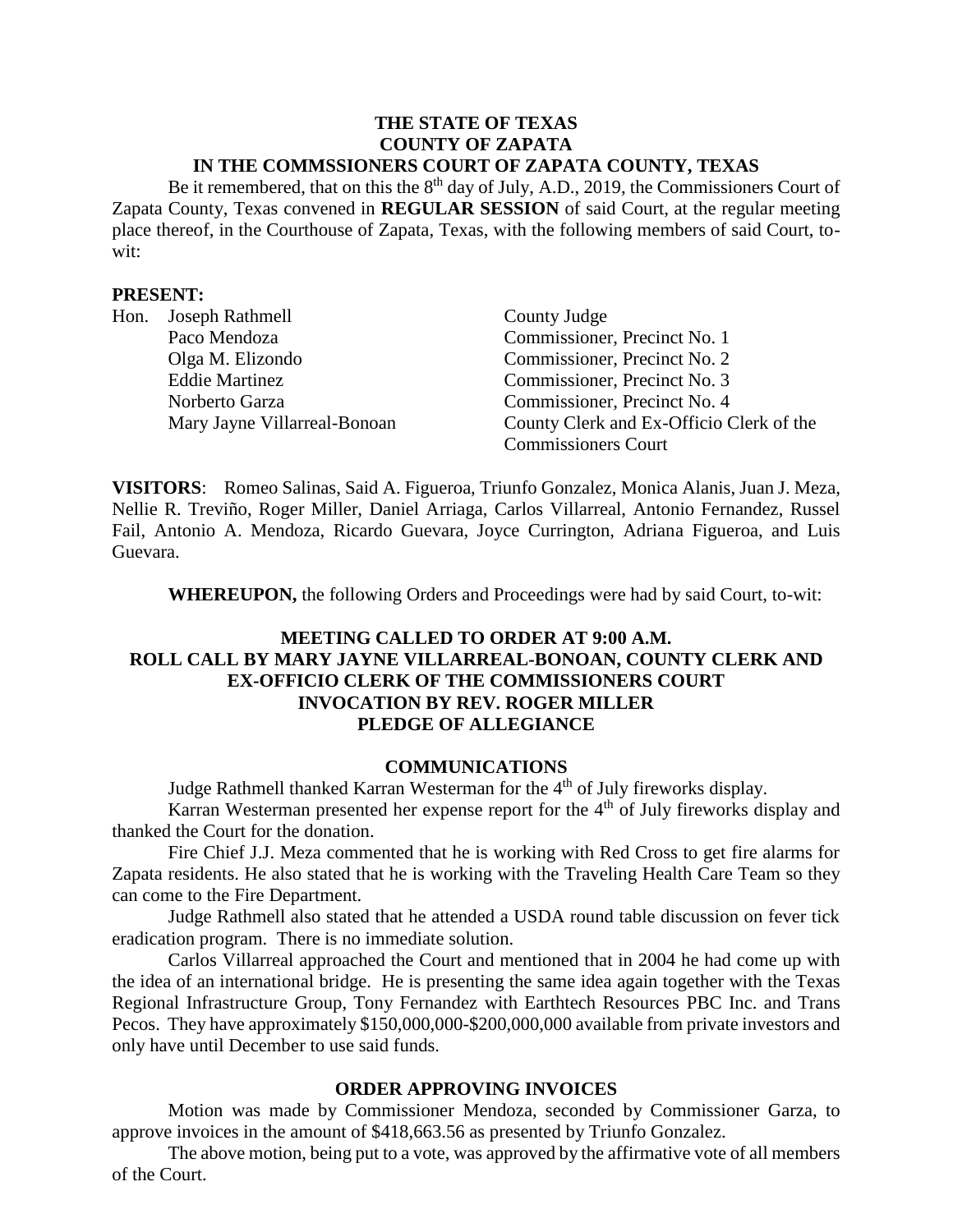**THE STATE OF TEXAS**
**COUNTY OF ZAPATA**
**IN THE COMMSSIONERS COURT OF ZAPATA COUNTY, TEXAS**

Be it remembered, that on this the 8th day of July, A.D., 2019, the Commissioners Court of Zapata County, Texas convened in **REGULAR SESSION** of said Court, at the regular meeting place thereof, in the Courthouse of Zapata, Texas, with the following members of said Court, to-wit:

**PRESENT:**

| | | |
|---|---|---|
| Hon. | Joseph Rathmell | County Judge |
| | Paco Mendoza | Commissioner, Precinct No. 1 |
| | Olga M. Elizondo | Commissioner, Precinct No. 2 |
| | Eddie Martinez | Commissioner, Precinct No. 3 |
| | Norberto Garza | Commissioner, Precinct No. 4 |
| | Mary Jayne Villarreal-Bonoan | County Clerk and Ex-Officio Clerk of the Commissioners Court |

**VISITORS**: Romeo Salinas, Said A. Figueroa, Triunfo Gonzalez, Monica Alanis, Juan J. Meza, Nellie R. Treviño, Roger Miller, Daniel Arriaga, Carlos Villarreal, Antonio Fernandez, Russel Fail, Antonio A. Mendoza, Ricardo Guevara, Joyce Currington, Adriana Figueroa, and Luis Guevara.

**WHEREUPON,** the following Orders and Proceedings were had by said Court, to-wit:

**MEETING CALLED TO ORDER AT 9:00 A.M.**
**ROLL CALL BY MARY JAYNE VILLARREAL-BONOAN, COUNTY CLERK AND EX-OFFICIO CLERK OF THE COMMISSIONERS COURT**
**INVOCATION BY REV. ROGER MILLER**
**PLEDGE OF ALLEGIANCE**

**COMMUNICATIONS**

Judge Rathmell thanked Karran Westerman for the 4th of July fireworks display.

Karran Westerman presented her expense report for the 4th of July fireworks display and thanked the Court for the donation.

Fire Chief J.J. Meza commented that he is working with Red Cross to get fire alarms for Zapata residents. He also stated that he is working with the Traveling Health Care Team so they can come to the Fire Department.

Judge Rathmell also stated that he attended a USDA round table discussion on fever tick eradication program. There is no immediate solution.

Carlos Villarreal approached the Court and mentioned that in 2004 he had come up with the idea of an international bridge. He is presenting the same idea again together with the Texas Regional Infrastructure Group, Tony Fernandez with Earthtech Resources PBC Inc. and Trans Pecos. They have approximately $150,000,000-$200,000,000 available from private investors and only have until December to use said funds.

**ORDER APPROVING INVOICES**

Motion was made by Commissioner Mendoza, seconded by Commissioner Garza, to approve invoices in the amount of $418,663.56 as presented by Triunfo Gonzalez.

The above motion, being put to a vote, was approved by the affirmative vote of all members of the Court.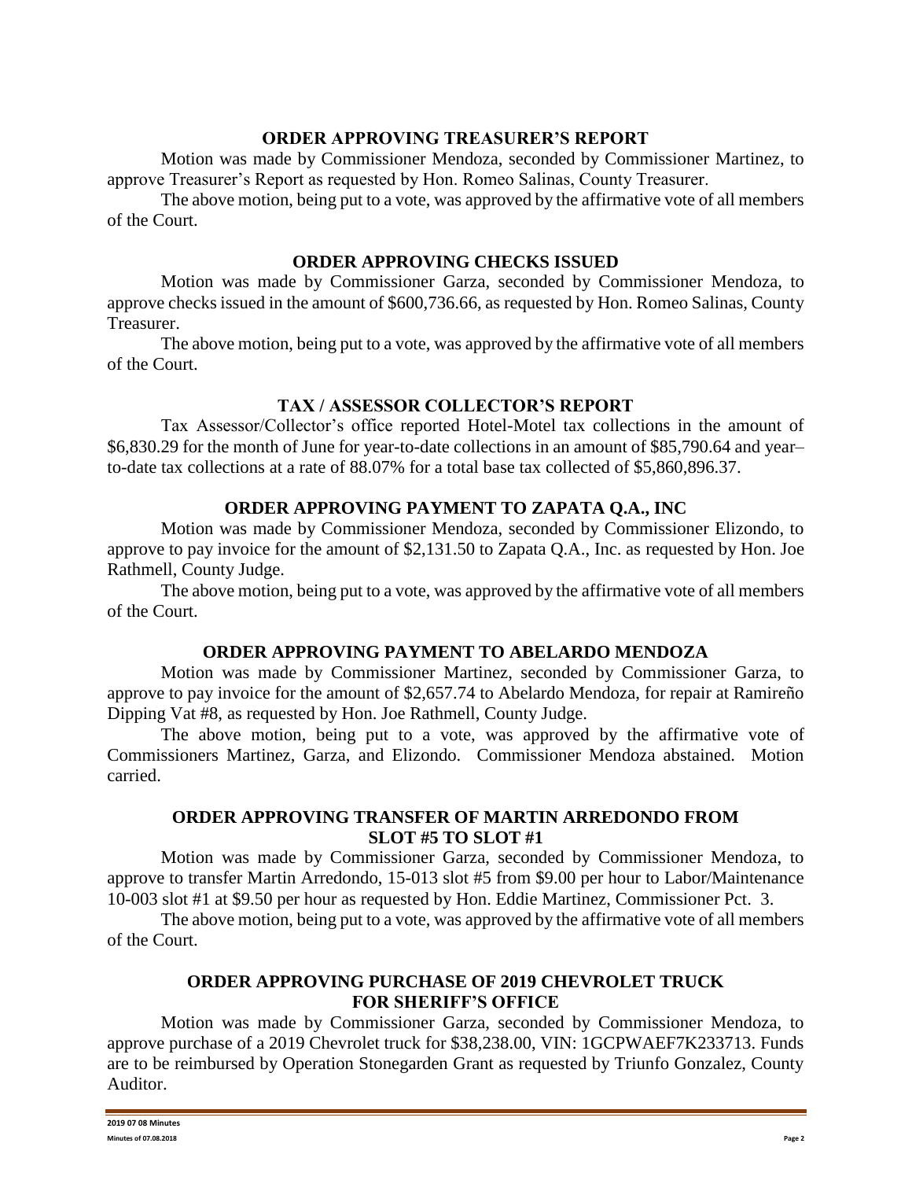### ORDER APPROVING TREASURER'S REPORT

Motion was made by Commissioner Mendoza, seconded by Commissioner Martinez, to approve Treasurer's Report as requested by Hon. Romeo Salinas, County Treasurer.

The above motion, being put to a vote, was approved by the affirmative vote of all members of the Court.

### ORDER APPROVING CHECKS ISSUED

Motion was made by Commissioner Garza, seconded by Commissioner Mendoza, to approve checks issued in the amount of $600,736.66, as requested by Hon. Romeo Salinas, County Treasurer.

The above motion, being put to a vote, was approved by the affirmative vote of all members of the Court.

### TAX / ASSESSOR COLLECTOR'S REPORT

Tax Assessor/Collector's office reported Hotel-Motel tax collections in the amount of $6,830.29 for the month of June for year-to-date collections in an amount of $85,790.64 and year–to-date tax collections at a rate of 88.07% for a total base tax collected of $5,860,896.37.

### ORDER APPROVING PAYMENT TO ZAPATA Q.A., INC

Motion was made by Commissioner Mendoza, seconded by Commissioner Elizondo, to approve to pay invoice for the amount of $2,131.50 to Zapata Q.A., Inc. as requested by Hon. Joe Rathmell, County Judge.

The above motion, being put to a vote, was approved by the affirmative vote of all members of the Court.

### ORDER APPROVING PAYMENT TO ABELARDO MENDOZA

Motion was made by Commissioner Martinez, seconded by Commissioner Garza, to approve to pay invoice for the amount of $2,657.74 to Abelardo Mendoza, for repair at Ramireño Dipping Vat #8, as requested by Hon. Joe Rathmell, County Judge.

The above motion, being put to a vote, was approved by the affirmative vote of Commissioners Martinez, Garza, and Elizondo. Commissioner Mendoza abstained. Motion carried.

### ORDER APPROVING TRANSFER OF MARTIN ARREDONDO FROM SLOT #5 TO SLOT #1

Motion was made by Commissioner Garza, seconded by Commissioner Mendoza, to approve to transfer Martin Arredondo, 15-013 slot #5 from $9.00 per hour to Labor/Maintenance 10-003 slot #1 at $9.50 per hour as requested by Hon. Eddie Martinez, Commissioner Pct. 3.

The above motion, being put to a vote, was approved by the affirmative vote of all members of the Court.

### ORDER APPROVING PURCHASE OF 2019 CHEVROLET TRUCK FOR SHERIFF'S OFFICE

Motion was made by Commissioner Garza, seconded by Commissioner Mendoza, to approve purchase of a 2019 Chevrolet truck for $38,238.00, VIN: 1GCPWAEF7K233713. Funds are to be reimbursed by Operation Stonegarden Grant as requested by Triunfo Gonzalez, County Auditor.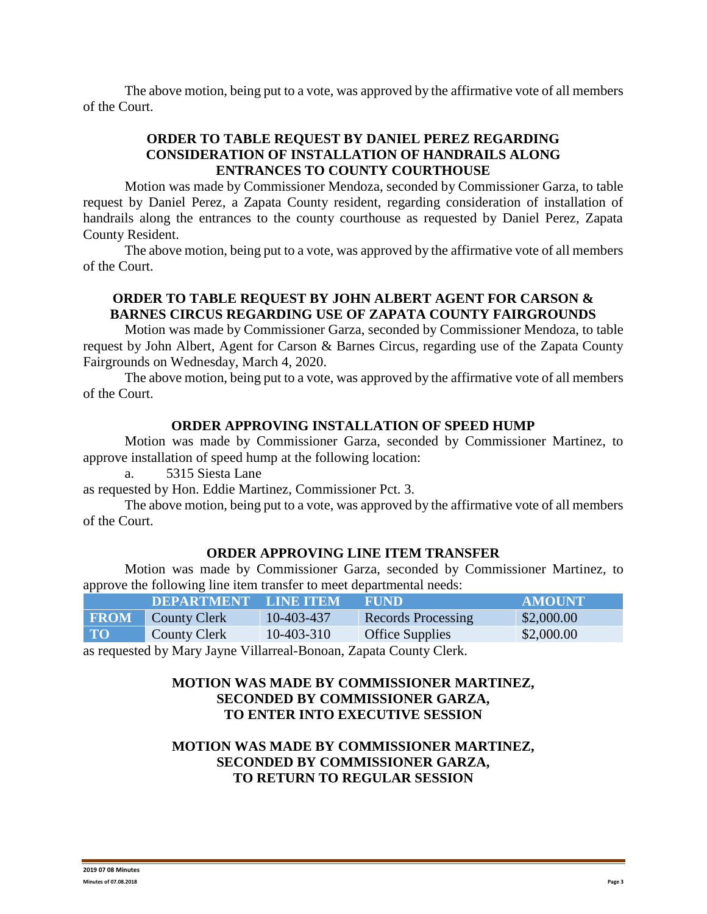The above motion, being put to a vote, was approved by the affirmative vote of all members of the Court.

**ORDER TO TABLE REQUEST BY DANIEL PEREZ REGARDING CONSIDERATION OF INSTALLATION OF HANDRAILS ALONG ENTRANCES TO COUNTY COURTHOUSE**

Motion was made by Commissioner Mendoza, seconded by Commissioner Garza, to table request by Daniel Perez, a Zapata County resident, regarding consideration of installation of handrails along the entrances to the county courthouse as requested by Daniel Perez, Zapata County Resident.

The above motion, being put to a vote, was approved by the affirmative vote of all members of the Court.

**ORDER TO TABLE REQUEST BY JOHN ALBERT AGENT FOR CARSON & BARNES CIRCUS REGARDING USE OF ZAPATA COUNTY FAIRGROUNDS**

Motion was made by Commissioner Garza, seconded by Commissioner Mendoza, to table request by John Albert, Agent for Carson & Barnes Circus, regarding use of the Zapata County Fairgrounds on Wednesday, March 4, 2020.

The above motion, being put to a vote, was approved by the affirmative vote of all members of the Court.

**ORDER APPROVING INSTALLATION OF SPEED HUMP**

Motion was made by Commissioner Garza, seconded by Commissioner Martinez, to approve installation of speed hump at the following location:

a. 5315 Siesta Lane

as requested by Hon. Eddie Martinez, Commissioner Pct. 3.

The above motion, being put to a vote, was approved by the affirmative vote of all members of the Court.

**ORDER APPROVING LINE ITEM TRANSFER**

Motion was made by Commissioner Garza, seconded by Commissioner Martinez, to approve the following line item transfer to meet departmental needs:

| | DEPARTMENT | LINE ITEM | FUND | AMOUNT |
|---|---|---|---|---|
| FROM | County Clerk | 10-403-437 | Records Processing | $2,000.00 |
| TO | County Clerk | 10-403-310 | Office Supplies | $2,000.00 |

as requested by Mary Jayne Villarreal-Bonoan, Zapata County Clerk.

**MOTION WAS MADE BY COMMISSIONER MARTINEZ, SECONDED BY COMMISSIONER GARZA, TO ENTER INTO EXECUTIVE SESSION**

**MOTION WAS MADE BY COMMISSIONER MARTINEZ, SECONDED BY COMMISSIONER GARZA, TO RETURN TO REGULAR SESSION**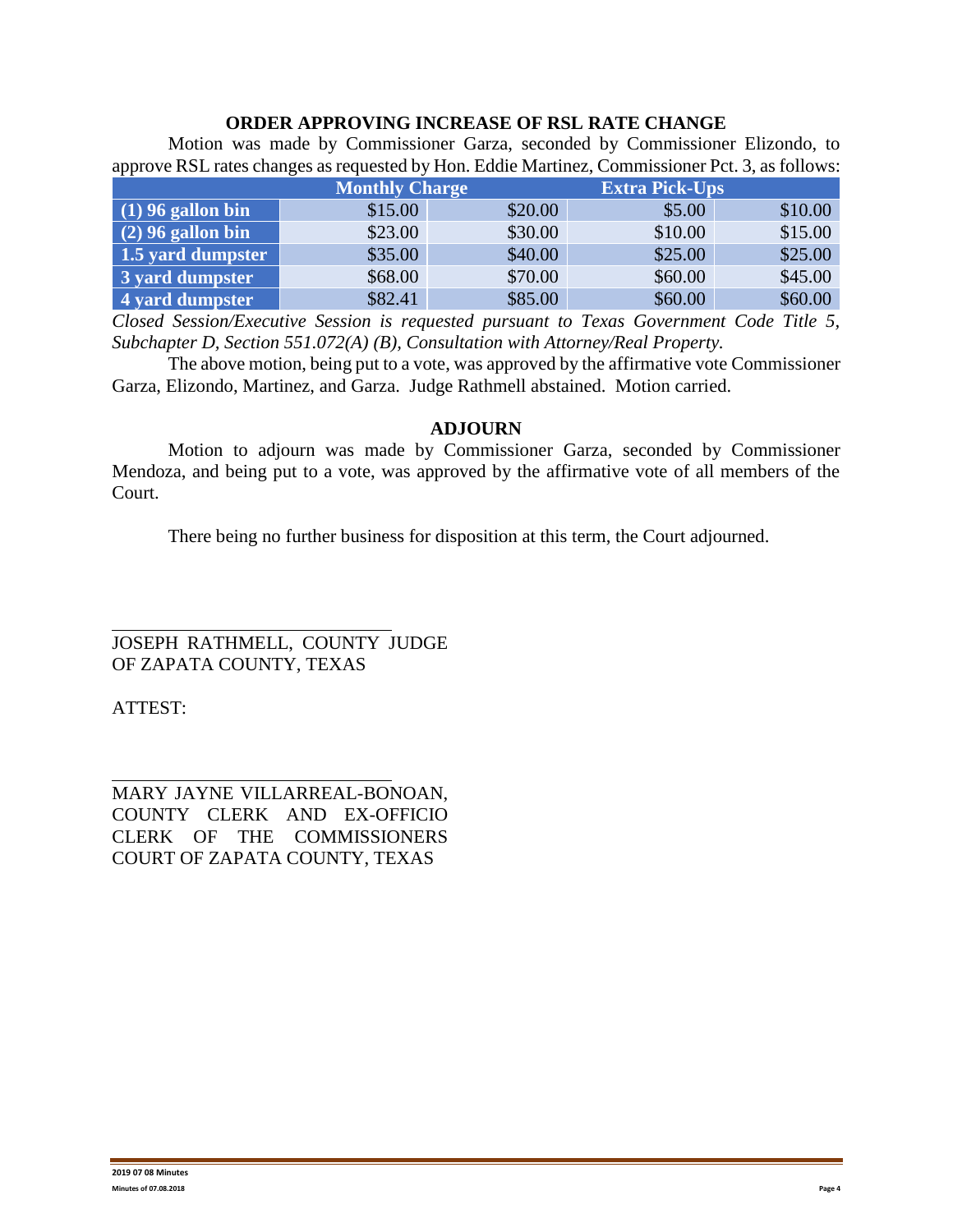**ORDER APPROVING INCREASE OF RSL RATE CHANGE**

Motion was made by Commissioner Garza, seconded by Commissioner Elizondo, to approve RSL rates changes as requested by Hon. Eddie Martinez, Commissioner Pct. 3, as follows:

| | Monthly Charge | | Extra Pick-Ups | |
|---|---|---|---|---|
| (1) 96 gallon bin | $15.00 | $20.00 | $5.00 | $10.00 |
| (2) 96 gallon bin | $23.00 | $30.00 | $10.00 | $15.00 |
| 1.5 yard dumpster | $35.00 | $40.00 | $25.00 | $25.00 |
| 3 yard dumpster | $68.00 | $70.00 | $60.00 | $45.00 |
| 4 yard dumpster | $82.41 | $85.00 | $60.00 | $60.00 |

*Closed Session/Executive Session is requested pursuant to Texas Government Code Title 5, Subchapter D, Section 551.072(A) (B), Consultation with Attorney/Real Property.*

The above motion, being put to a vote, was approved by the affirmative vote Commissioner Garza, Elizondo, Martinez, and Garza. Judge Rathmell abstained. Motion carried.

**ADJOURN**

Motion to adjourn was made by Commissioner Garza, seconded by Commissioner Mendoza, and being put to a vote, was approved by the affirmative vote of all members of the Court.

There being no further business for disposition at this term, the Court adjourned.

\_\_\_\_\_\_\_\_\_\_\_\_\_\_\_\_\_\_\_\_\_\_\_\_\_\_\_\_\_\_

JOSEPH RATHMELL, COUNTY JUDGE
OF ZAPATA COUNTY, TEXAS

ATTEST:

\_\_\_\_\_\_\_\_\_\_\_\_\_\_\_\_\_\_\_\_\_\_\_\_\_\_\_\_\_\_

MARY JAYNE VILLARREAL-BONOAN,
COUNTY CLERK AND EX-OFFICIO
CLERK OF THE COMMISSIONERS
COURT OF ZAPATA COUNTY, TEXAS